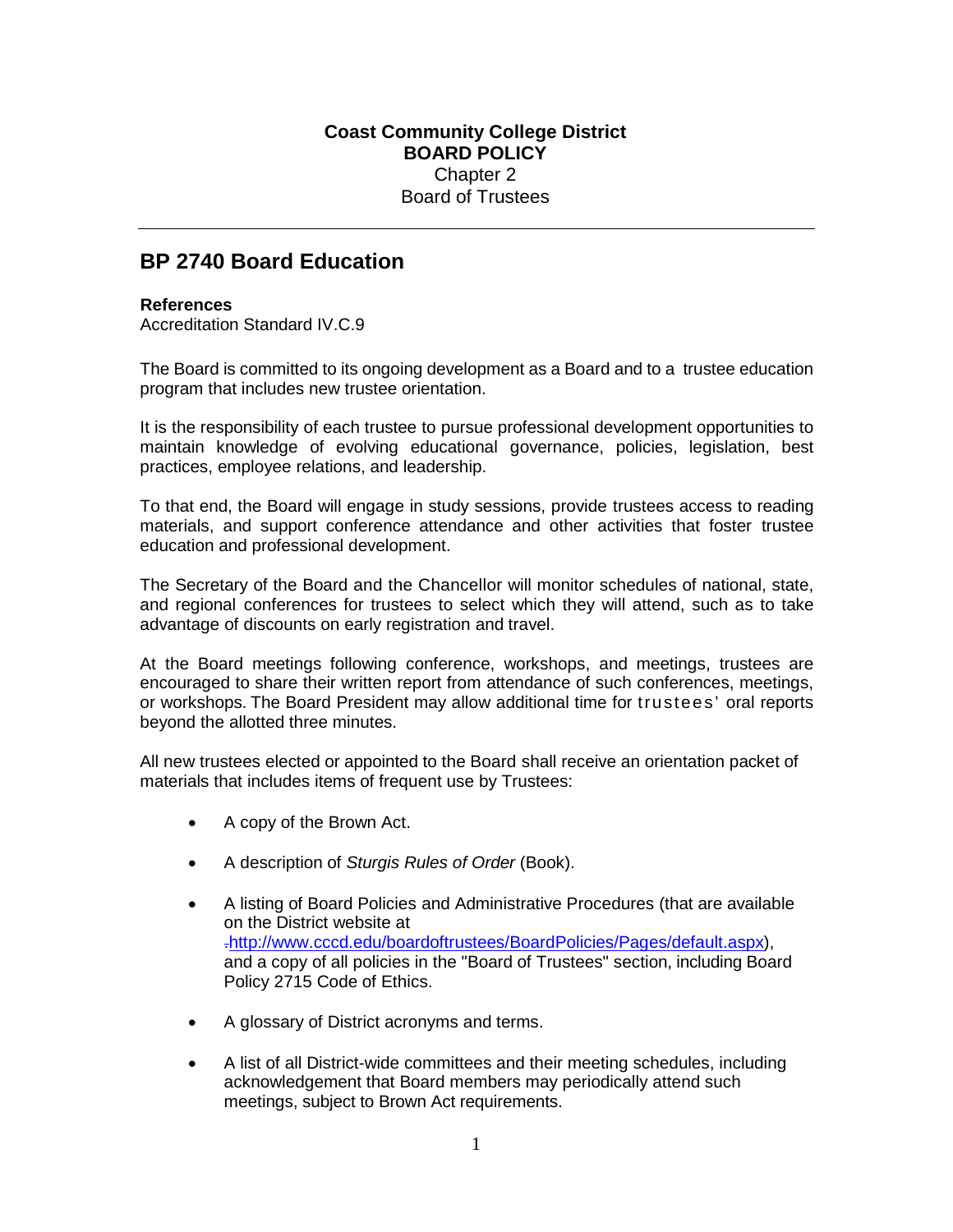**Coast Community College District**
**BOARD POLICY**
Chapter 2
Board of Trustees

---

## BP 2740 Board Education

**References**
Accreditation Standard IV.C.9

The Board is committed to its ongoing development as a Board and to a trustee education program that includes new trustee orientation.

It is the responsibility of each trustee to pursue professional development opportunities to maintain knowledge of evolving educational governance, policies, legislation, best practices, employee relations, and leadership.

To that end, the Board will engage in study sessions, provide trustees access to reading materials, and support conference attendance and other activities that foster trustee education and professional development.

The Secretary of the Board and the Chancellor will monitor schedules of national, state, and regional conferences for trustees to select which they will attend, such as to take advantage of discounts on early registration and travel.

At the Board meetings following conference, workshops, and meetings, trustees are encouraged to share their written report from attendance of such conferences, meetings, or workshops. The Board President may allow additional time for trustees' oral reports beyond the allotted three minutes.

All new trustees elected or appointed to the Board shall receive an orientation packet of materials that includes items of frequent use by Trustees:

- A copy of the Brown Act.
- A description of *Sturgis Rules of Order* (Book).
- A listing of Board Policies and Administrative Procedures (that are available on the District website at http://www.cccd.edu/boardoftrustees/BoardPolicies/Pages/default.aspx), and a copy of all policies in the "Board of Trustees" section, including Board Policy 2715 Code of Ethics.
- A glossary of District acronyms and terms.
- A list of all District-wide committees and their meeting schedules, including acknowledgement that Board members may periodically attend such meetings, subject to Brown Act requirements.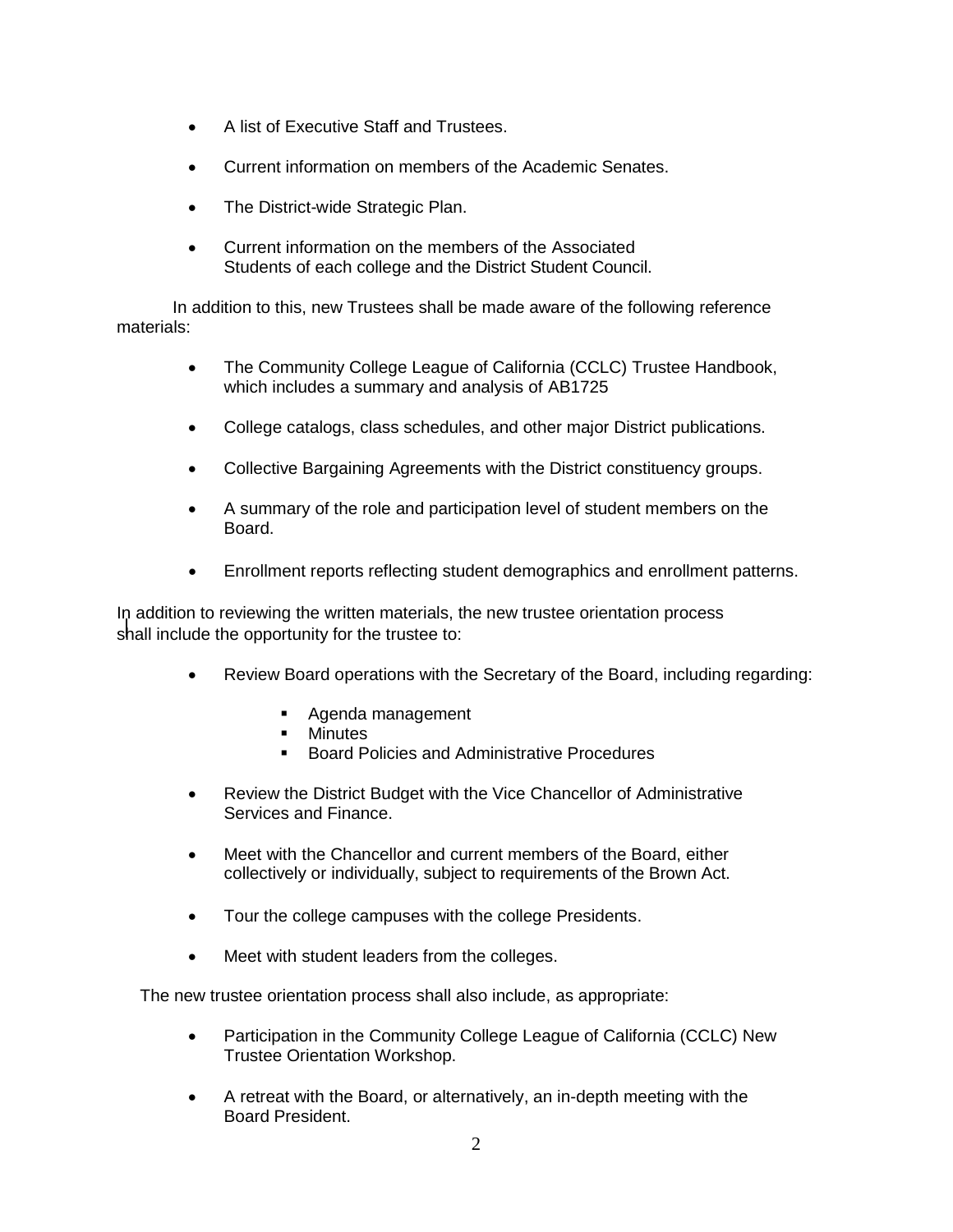- A list of Executive Staff and Trustees.
- Current information on members of the Academic Senates.
- The District-wide Strategic Plan.
- Current information on the members of the Associated Students of each college and the District Student Council.

In addition to this, new Trustees shall be made aware of the following reference materials:

- The Community College League of California (CCLC) Trustee Handbook, which includes a summary and analysis of AB1725
- College catalogs, class schedules, and other major District publications.
- Collective Bargaining Agreements with the District constituency groups.
- A summary of the role and participation level of student members on the Board.
- Enrollment reports reflecting student demographics and enrollment patterns.

In addition to reviewing the written materials, the new trustee orientation process shall include the opportunity for the trustee to:

- Review Board operations with the Secretary of the Board, including regarding:
  - Agenda management
  - Minutes
  - Board Policies and Administrative Procedures
- Review the District Budget with the Vice Chancellor of Administrative Services and Finance.
- Meet with the Chancellor and current members of the Board, either collectively or individually, subject to requirements of the Brown Act.
- Tour the college campuses with the college Presidents.
- Meet with student leaders from the colleges.

The new trustee orientation process shall also include, as appropriate:

- Participation in the Community College League of California (CCLC) New Trustee Orientation Workshop.
- A retreat with the Board, or alternatively, an in-depth meeting with the Board President.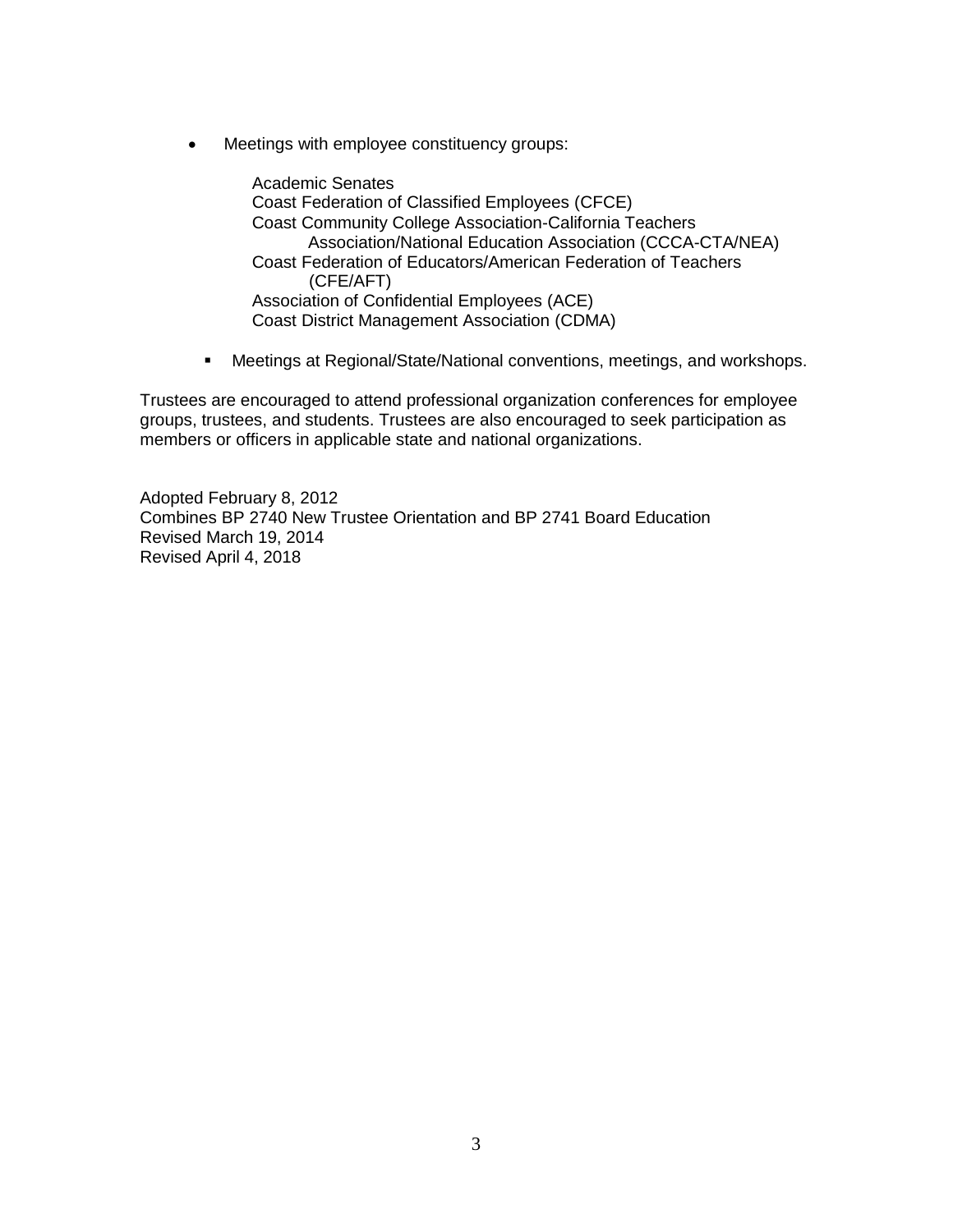- Meetings with employee constituency groups:

  Academic Senates
  Coast Federation of Classified Employees (CFCE)
  Coast Community College Association-California Teachers Association/National Education Association (CCCA-CTA/NEA)
  Coast Federation of Educators/American Federation of Teachers (CFE/AFT)
  Association of Confidential Employees (ACE)
  Coast District Management Association (CDMA)

- Meetings at Regional/State/National conventions, meetings, and workshops.

Trustees are encouraged to attend professional organization conferences for employee groups, trustees, and students. Trustees are also encouraged to seek participation as members or officers in applicable state and national organizations.

Adopted February 8, 2012
Combines BP 2740 New Trustee Orientation and BP 2741 Board Education
Revised March 19, 2014
Revised April 4, 2018